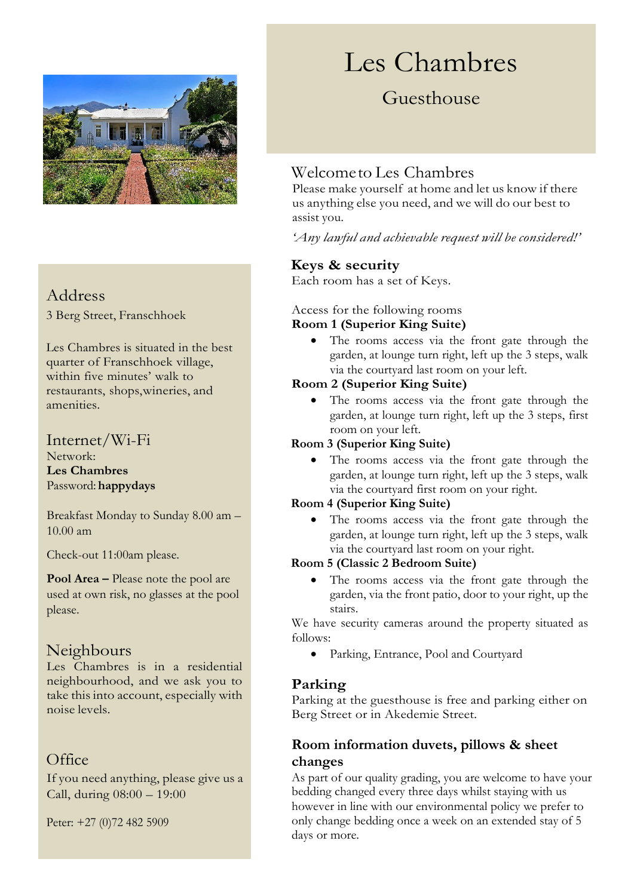# Les Chambres

## Guesthouse

## Welcome to Les Chambres

Please make yourself at home and let us know if there us anything else you need, and we will do our best to assist you.

*'Any lawful and achievable request will be considered!'*

### Keys & security

Each room has a set of Keys.

Access for the following rooms

**Room 1 (Superior King Suite)**

- The rooms access via the front gate through the garden, at lounge turn right, left up the 3 steps, walk via the courtyard last room on your left.

**Room 2 (Superior King Suite)**

- The rooms access via the front gate through the garden, at lounge turn right, left up the 3 steps, first room on your left.

**Room 3 (Superior King Suite)**

- The rooms access via the front gate through the garden, at lounge turn right, left up the 3 steps, walk via the courtyard first room on your right.

**Room 4 (Superior King Suite)**

- The rooms access via the front gate through the garden, at lounge turn right, left up the 3 steps, walk via the courtyard last room on your right.

**Room 5 (Classic 2 Bedroom Suite)**

- The rooms access via the front gate through the garden, via the front patio, door to your right, up the stairs.

We have security cameras around the property situated as follows:

- Parking, Entrance, Pool and Courtyard

### Parking

Parking at the guesthouse is free and parking either on Berg Street or in Akedemie Street.

### Room information duvets, pillows & sheet changes

As part of our quality grading, you are welcome to have your bedding changed every three days whilst staying with us however in line with our environmental policy we prefer to only change bedding once a week on an extended stay of 5 days or more.

## Address

3 Berg Street, Franschhoek

Les Chambres is situated in the best quarter of Franschhoek village, within five minutes' walk to restaurants, shops,wineries, and amenities.

## Internet/Wi-Fi

Network:
**Les Chambres**
Password: **happydays**

Breakfast Monday to Sunday 8.00 am – 10.00 am

Check-out 11:00am please.

**Pool Area –** Please note the pool are used at own risk, no glasses at the pool please.

## Neighbours

Les Chambres is in a residential neighbourhood, and we ask you to take this into account, especially with noise levels.

## Office

If you need anything, please give us a Call, during 08:00 – 19:00

Peter: +27 (0)72 482 5909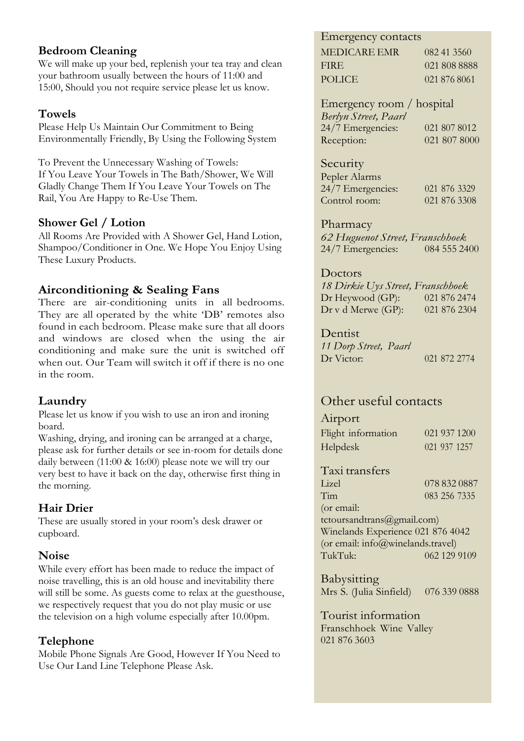### Bedroom Cleaning

We will make up your bed, replenish your tea tray and clean your bathroom usually between the hours of 11:00 and 15:00, Should you not require service please let us know.

### Towels

Please Help Us Maintain Our Commitment to Being Environmentally Friendly, By Using the Following System

To Prevent the Unnecessary Washing of Towels:
If You Leave Your Towels in The Bath/Shower, We Will Gladly Change Them If You Leave Your Towels on The Rail, You Are Happy to Re-Use Them.

### Shower Gel / Lotion

All Rooms Are Provided with A Shower Gel, Hand Lotion, Shampoo/Conditioner in One. We Hope You Enjoy Using These Luxury Products.

### Airconditioning & Sealing Fans

There are air-conditioning units in all bedrooms. They are all operated by the white 'DB' remotes also found in each bedroom. Please make sure that all doors and windows are closed when the using the air conditioning and make sure the unit is switched off when out. Our Team will switch it off if there is no one in the room.

### Laundry

Please let us know if you wish to use an iron and ironing board.
Washing, drying, and ironing can be arranged at a charge, please ask for further details or see in-room for details done daily between (11:00 & 16:00) please note we will try our very best to have it back on the day, otherwise first thing in the morning.

### Hair Drier

These are usually stored in your room's desk drawer or cupboard.

### Noise

While every effort has been made to reduce the impact of noise travelling, this is an old house and inevitability there will still be some. As guests come to relax at the guesthouse, we respectively request that you do not play music or use the television on a high volume especially after 10.00pm.

### Telephone

Mobile Phone Signals Are Good, However If You Need to Use Our Land Line Telephone Please Ask.

## Emergency contacts

| | |
|---|---|
| MEDICARE EMR | 082 41 3560 |
| FIRE | 021 808 8888 |
| POLICE | 021 876 8061 |

**Emergency room / hospital**
*Berlyn Street, Paarl*

| | |
|---|---|
| 24/7 Emergencies: | 021 807 8012 |
| Reception: | 021 807 8000 |

**Security**
Pepler Alarms

| | |
|---|---|
| 24/7 Emergencies: | 021 876 3329 |
| Control room: | 021 876 3308 |

**Pharmacy**
*62 Huguenot Street, Franschhoek*

| | |
|---|---|
| 24/7 Emergencies: | 084 555 2400 |

**Doctors**
*18 Dirkie Uys Street, Franschhoek*

| | |
|---|---|
| Dr Heywood (GP): | 021 876 2474 |
| Dr v d Merwe (GP): | 021 876 2304 |

**Dentist**
*11 Dorp Street, Paarl*

| | |
|---|---|
| Dr Victor: | 021 872 2774 |

## Other useful contacts

**Airport**

| | |
|---|---|
| Flight information | 021 937 1200 |
| Helpdesk | 021 937 1257 |

**Taxi transfers**

| | |
|---|---|
| Lizel | 078 832 0887 |
| Tim | 083 256 7335 |

(or email: tctoursandtrans@gmail.com)
Winelands Experience 021 876 4042
(or email: info@winelands.travel)
TukTuk: 062 129 9109

**Babysitting**
Mrs S. (Julia Sinfield) 076 339 0888

**Tourist information**
Franschhoek Wine Valley
021 876 3603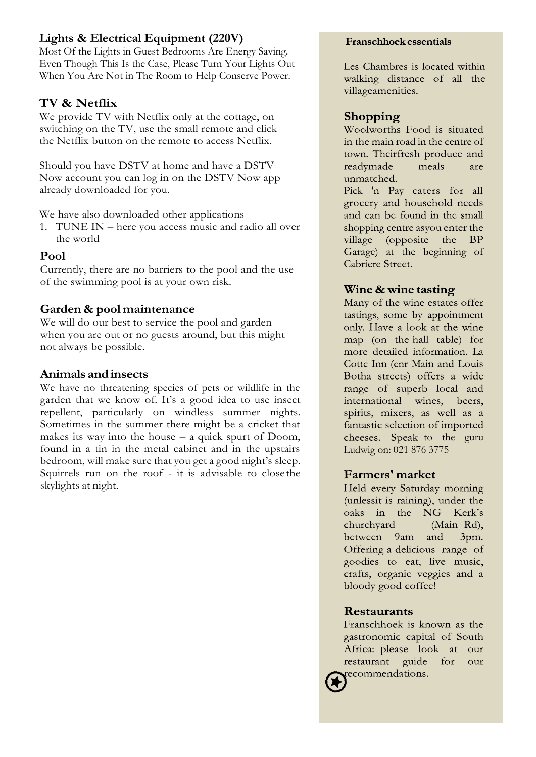## Lights & Electrical Equipment (220V)

Most Of the Lights in Guest Bedrooms Are Energy Saving. Even Though This Is the Case, Please Turn Your Lights Out When You Are Not in The Room to Help Conserve Power.

## TV & Netflix

We provide TV with Netflix only at the cottage, on switching on the TV, use the small remote and click the Netflix button on the remote to access Netflix.

Should you have DSTV at home and have a DSTV Now account you can log in on the DSTV Now app already downloaded for you.

We have also downloaded other applications

1. TUNE IN – here you access music and radio all over the world

## Pool

Currently, there are no barriers to the pool and the use of the swimming pool is at your own risk.

## Garden & pool maintenance

We will do our best to service the pool and garden when you are out or no guests around, but this might not always be possible.

## Animals and insects

We have no threatening species of pets or wildlife in the garden that we know of. It's a good idea to use insect repellent, particularly on windless summer nights. Sometimes in the summer there might be a cricket that makes its way into the house – a quick spurt of Doom, found in a tin in the metal cabinet and in the upstairs bedroom, will make sure that you get a good night's sleep. Squirrels run on the roof - it is advisable to close the skylights at night.

## Franschhoek essentials

Les Chambres is located within walking distance of all the villageamenities.

## Shopping

Woolworths Food is situated in the main road in the centre of town. Theirfresh produce and readymade meals are unmatched.

Pick 'n Pay caters for all grocery and household needs and can be found in the small shopping centre asyou enter the village (opposite the BP Garage) at the beginning of Cabriere Street.

## Wine & wine tasting

Many of the wine estates offer tastings, some by appointment only. Have a look at the wine map (on the hall table) for more detailed information. La Cotte Inn (cnr Main and Louis Botha streets) offers a wide range of superb local and international wines, beers, spirits, mixers, as well as a fantastic selection of imported cheeses. Speak to the guru Ludwig on: 021 876 3775

## Farmers' market

Held every Saturday morning (unlessit is raining), under the oaks in the NG Kerk's churchyard (Main Rd), between 9am and 3pm. Offering a delicious range of goodies to eat, live music, crafts, organic veggies and a bloody good coffee!

## Restaurants

Franschhoek is known as the gastronomic capital of South Africa: please look at our restaurant guide for our recommendations.